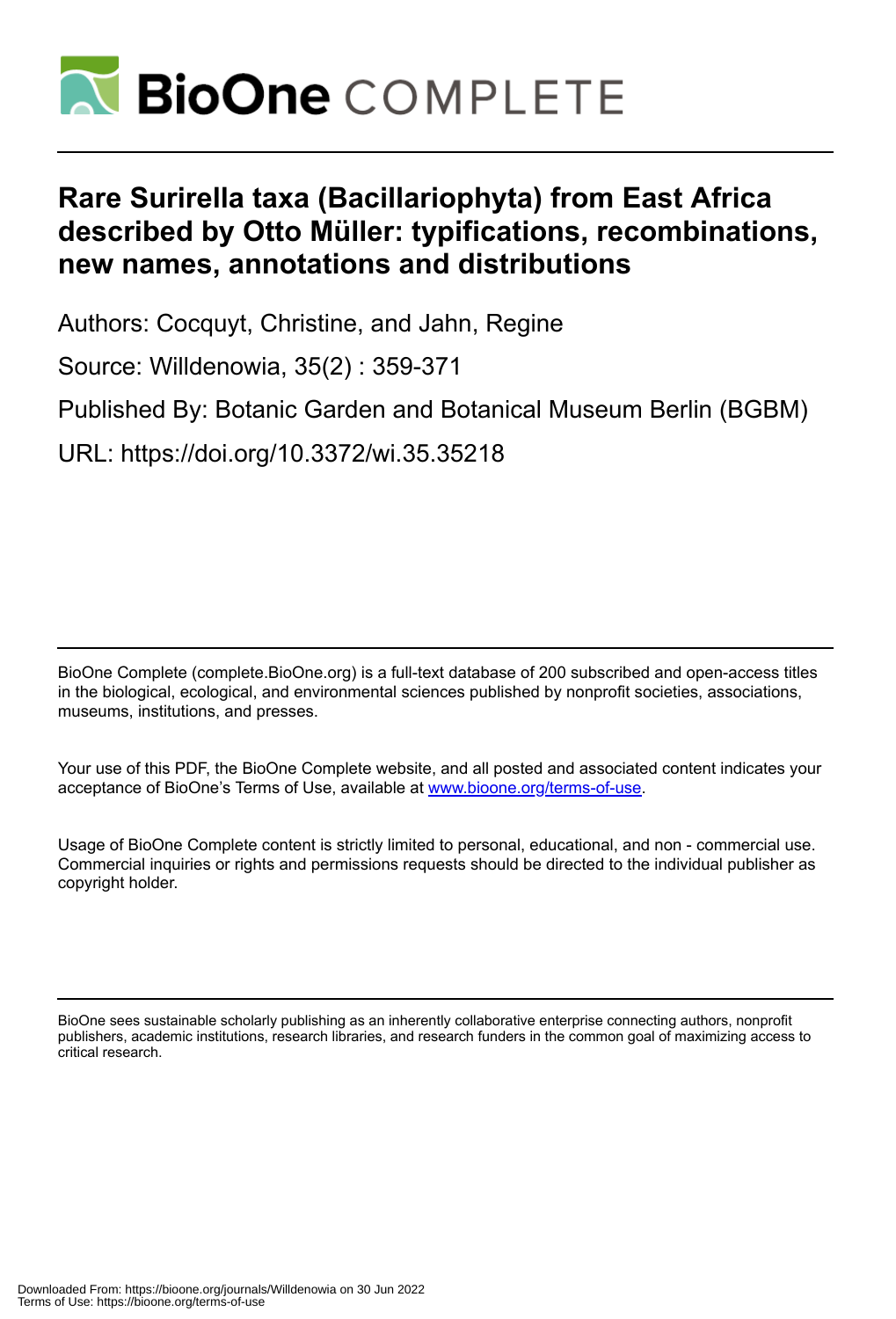# Rare Surirella taxa (Bacillariophyta) from East Africa described by Otto Müller: typifications, recombinations, new names, annotations and distributions

Authors: Cocquyt, Christine, and Jahn, Regine

Source: Willdenowia, 35(2) : 359-371

Published By: Botanic Garden and Botanical Museum Berlin (BGBM)

URL: https://doi.org/10.3372/wi.35.35218

BioOne Complete (complete.BioOne.org) is a full-text database of 200 subscribed and open-access titles in the biological, ecological, and environmental sciences published by nonprofit societies, associations, museums, institutions, and presses.

Your use of this PDF, the BioOne Complete website, and all posted and associated content indicates your acceptance of BioOne's Terms of Use, available at www.bioone.org/terms-of-use.

Usage of BioOne Complete content is strictly limited to personal, educational, and non - commercial use. Commercial inquiries or rights and permissions requests should be directed to the individual publisher as copyright holder.

BioOne sees sustainable scholarly publishing as an inherently collaborative enterprise connecting authors, nonprofit publishers, academic institutions, research libraries, and research funders in the common goal of maximizing access to critical research.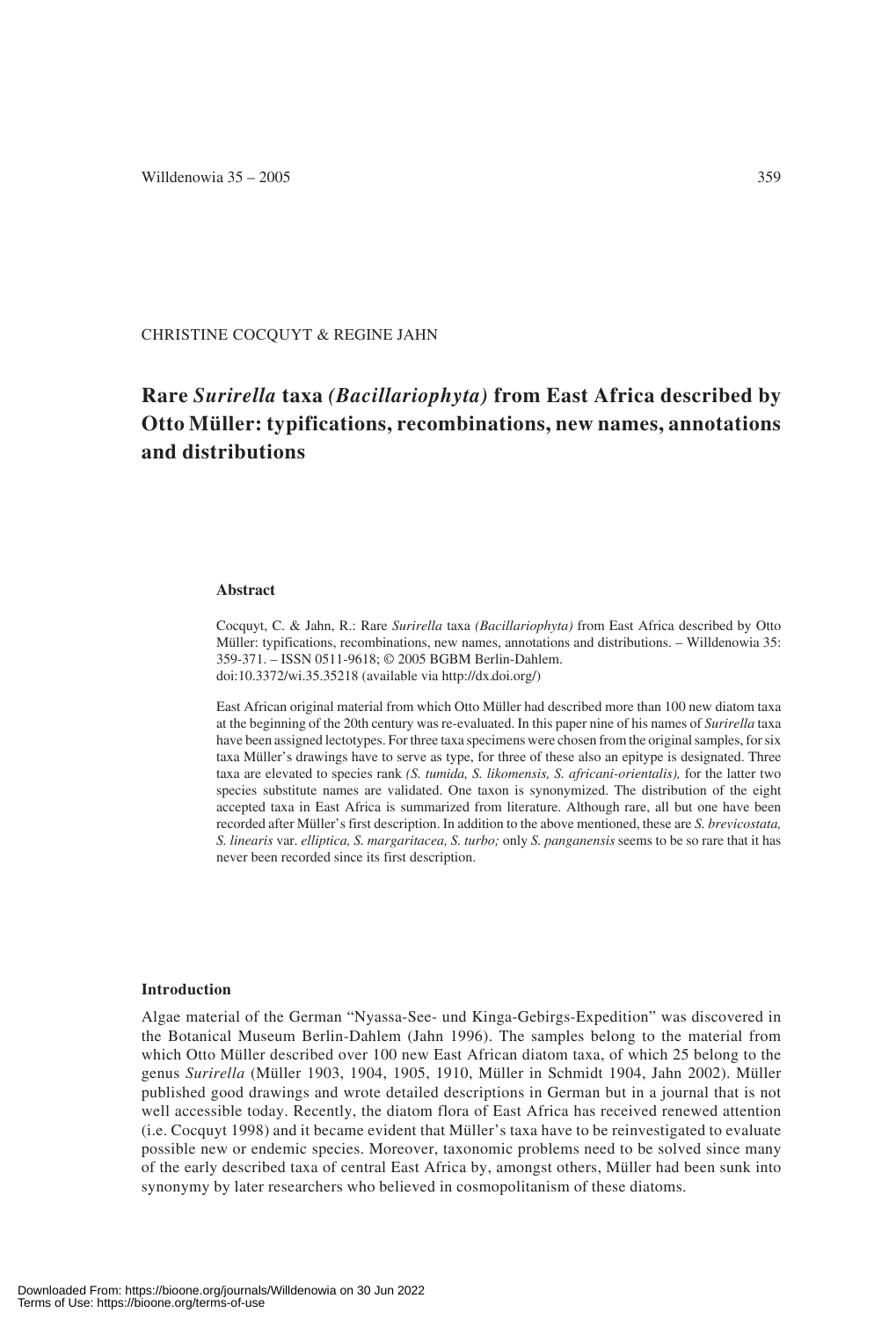CHRISTINE COCQUYT & REGINE JAHN

# Rare *Surirella* taxa *(Bacillariophyta)* from East Africa described by Otto Müller: typifications, recombinations, new names, annotations and distributions

### Abstract

Cocquyt, C. & Jahn, R.: Rare *Surirella* taxa *(Bacillariophyta)* from East Africa described by Otto Müller: typifications, recombinations, new names, annotations and distributions. – Willdenowia 35: 359-371. – ISSN 0511-9618; © 2005 BGBM Berlin-Dahlem.
doi:10.3372/wi.35.35218 (available via http://dx.doi.org/)

East African original material from which Otto Müller had described more than 100 new diatom taxa at the beginning of the 20th century was re-evaluated. In this paper nine of his names of *Surirella* taxa have been assigned lectotypes. For three taxa specimens were chosen from the original samples, for six taxa Müller's drawings have to serve as type, for three of these also an epitype is designated. Three taxa are elevated to species rank *(S. tumida, S. likomensis, S. africani-orientalis),* for the latter two species substitute names are validated. One taxon is synonymized. The distribution of the eight accepted taxa in East Africa is summarized from literature. Although rare, all but one have been recorded after Müller's first description. In addition to the above mentioned, these are *S. brevicostata, S. linearis* var. *elliptica, S. margaritacea, S. turbo;* only *S. panganensis* seems to be so rare that it has never been recorded since its first description.

### Introduction

Algae material of the German "Nyassa-See- und Kinga-Gebirgs-Expedition" was discovered in the Botanical Museum Berlin-Dahlem (Jahn 1996). The samples belong to the material from which Otto Müller described over 100 new East African diatom taxa, of which 25 belong to the genus *Surirella* (Müller 1903, 1904, 1905, 1910, Müller in Schmidt 1904, Jahn 2002). Müller published good drawings and wrote detailed descriptions in German but in a journal that is not well accessible today. Recently, the diatom flora of East Africa has received renewed attention (i.e. Cocquyt 1998) and it became evident that Müller's taxa have to be reinvestigated to evaluate possible new or endemic species. Moreover, taxonomic problems need to be solved since many of the early described taxa of central East Africa by, amongst others, Müller had been sunk into synonymy by later researchers who believed in cosmopolitanism of these diatoms.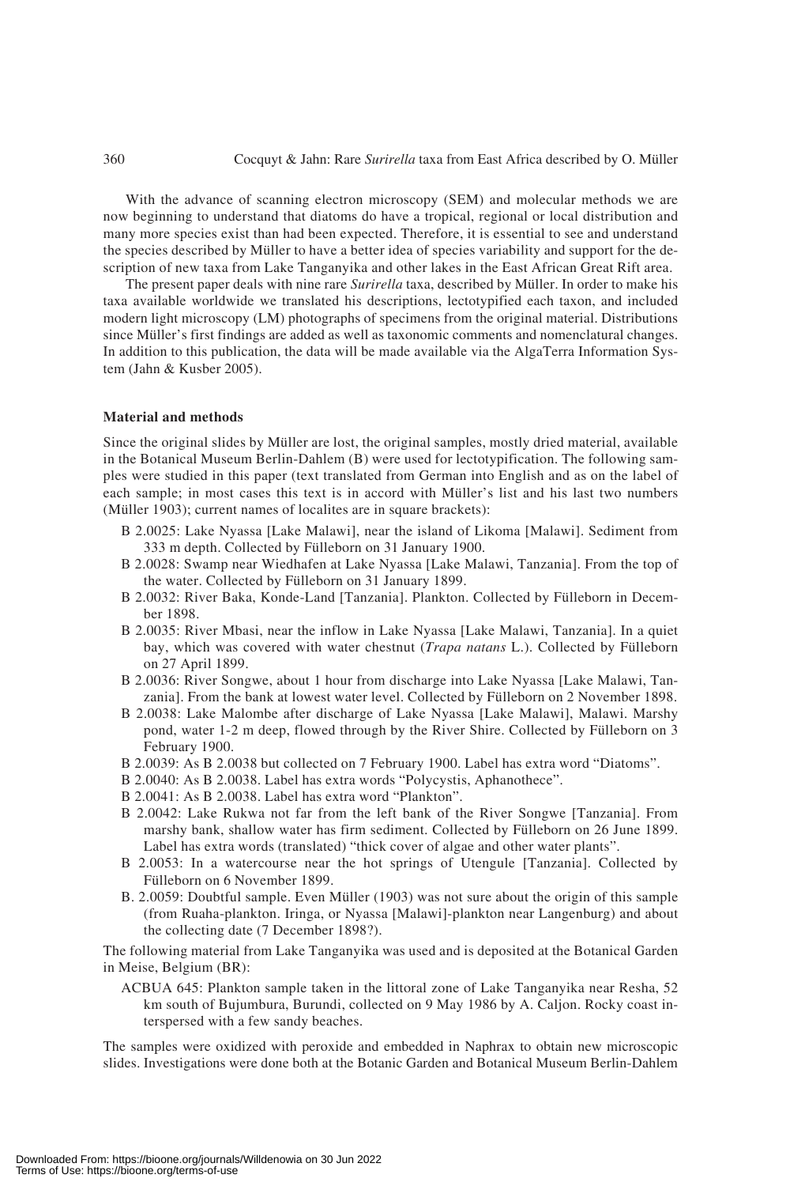With the advance of scanning electron microscopy (SEM) and molecular methods we are now beginning to understand that diatoms do have a tropical, regional or local distribution and many more species exist than had been expected. Therefore, it is essential to see and understand the species described by Müller to have a better idea of species variability and support for the description of new taxa from Lake Tanganyika and other lakes in the East African Great Rift area.

The present paper deals with nine rare *Surirella* taxa, described by Müller. In order to make his taxa available worldwide we translated his descriptions, lectotypified each taxon, and included modern light microscopy (LM) photographs of specimens from the original material. Distributions since Müller's first findings are added as well as taxonomic comments and nomenclatural changes. In addition to this publication, the data will be made available via the AlgaTerra Information System (Jahn & Kusber 2005).

### Material and methods

Since the original slides by Müller are lost, the original samples, mostly dried material, available in the Botanical Museum Berlin-Dahlem (B) were used for lectotypification. The following samples were studied in this paper (text translated from German into English and as on the label of each sample; in most cases this text is in accord with Müller's list and his last two numbers (Müller 1903); current names of localites are in square brackets):

- B 2.0025: Lake Nyassa [Lake Malawi], near the island of Likoma [Malawi]. Sediment from 333 m depth. Collected by Fülleborn on 31 January 1900.
- B 2.0028: Swamp near Wiedhafen at Lake Nyassa [Lake Malawi, Tanzania]. From the top of the water. Collected by Fülleborn on 31 January 1899.
- B 2.0032: River Baka, Konde-Land [Tanzania]. Plankton. Collected by Fülleborn in December 1898.
- B 2.0035: River Mbasi, near the inflow in Lake Nyassa [Lake Malawi, Tanzania]. In a quiet bay, which was covered with water chestnut (*Trapa natans* L.). Collected by Fülleborn on 27 April 1899.
- B 2.0036: River Songwe, about 1 hour from discharge into Lake Nyassa [Lake Malawi, Tanzania]. From the bank at lowest water level. Collected by Fülleborn on 2 November 1898.
- B 2.0038: Lake Malombe after discharge of Lake Nyassa [Lake Malawi], Malawi. Marshy pond, water 1-2 m deep, flowed through by the River Shire. Collected by Fülleborn on 3 February 1900.
- B 2.0039: As B 2.0038 but collected on 7 February 1900. Label has extra word "Diatoms".
- B 2.0040: As B 2.0038. Label has extra words "Polycystis, Aphanothece".
- B 2.0041: As B 2.0038. Label has extra word "Plankton".
- B 2.0042: Lake Rukwa not far from the left bank of the River Songwe [Tanzania]. From marshy bank, shallow water has firm sediment. Collected by Fülleborn on 26 June 1899. Label has extra words (translated) "thick cover of algae and other water plants".
- B 2.0053: In a watercourse near the hot springs of Utengule [Tanzania]. Collected by Fülleborn on 6 November 1899.
- B. 2.0059: Doubtful sample. Even Müller (1903) was not sure about the origin of this sample (from Ruaha-plankton. Iringa, or Nyassa [Malawi]-plankton near Langenburg) and about the collecting date (7 December 1898?).

The following material from Lake Tanganyika was used and is deposited at the Botanical Garden in Meise, Belgium (BR):

- ACBUA 645: Plankton sample taken in the littoral zone of Lake Tanganyika near Resha, 52 km south of Bujumbura, Burundi, collected on 9 May 1986 by A. Caljon. Rocky coast interspersed with a few sandy beaches.

The samples were oxidized with peroxide and embedded in Naphrax to obtain new microscopic slides. Investigations were done both at the Botanic Garden and Botanical Museum Berlin-Dahlem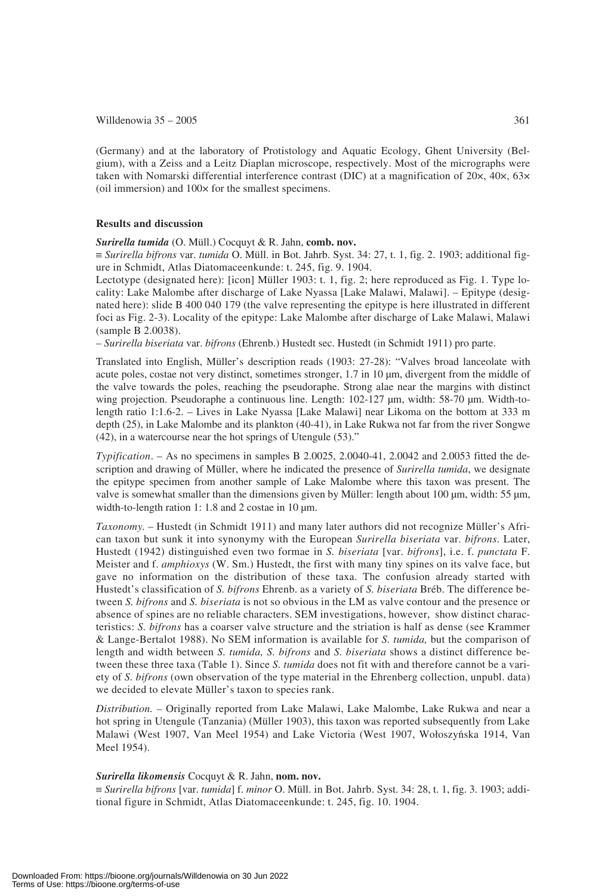(Germany) and at the laboratory of Protistology and Aquatic Ecology, Ghent University (Belgium), with a Zeiss and a Leitz Diaplan microscope, respectively. Most of the micrographs were taken with Nomarski differential interference contrast (DIC) at a magnification of 20×, 40×, 63× (oil immersion) and 100× for the smallest specimens.

## Results and discussion

***Surirella tumida*** **(O. Müll.) Cocquyt & R. Jahn, comb. nov.**

≡ *Surirella bifrons* var. *tumida* O. Müll. in Bot. Jahrb. Syst. 34: 27, t. 1, fig. 2. 1903; additional figure in Schmidt, Atlas Diatomaceenkunde: t. 245, fig. 9. 1904.

Lectotype (designated here): [icon] Müller 1903: t. 1, fig. 2; here reproduced as Fig. 1. Type locality: Lake Malombe after discharge of Lake Nyassa [Lake Malawi, Malawi]. – Epitype (designated here): slide B 400 040 179 (the valve representing the epitype is here illustrated in different foci as Fig. 2-3). Locality of the epitype: Lake Malombe after discharge of Lake Malawi, Malawi (sample B 2.0038).

– *Surirella biseriata* var. *bifrons* (Ehrenb.) Hustedt sec. Hustedt (in Schmidt 1911) pro parte.

Translated into English, Müller's description reads (1903: 27-28): "Valves broad lanceolate with acute poles, costae not very distinct, sometimes stronger, 1.7 in 10 µm, divergent from the middle of the valve towards the poles, reaching the pseudoraphe. Strong alae near the margins with distinct wing projection. Pseudoraphe a continuous line. Length: 102-127 µm, width: 58-70 µm. Width-to-length ratio 1:1.6-2. – Lives in Lake Nyassa [Lake Malawi] near Likoma on the bottom at 333 m depth (25), in Lake Malombe and its plankton (40-41), in Lake Rukwa not far from the river Songwe (42), in a watercourse near the hot springs of Utengule (53)."

*Typification*. – As no specimens in samples B 2.0025, 2.0040-41, 2.0042 and 2.0053 fitted the description and drawing of Müller, where he indicated the presence of *Surirella tumida*, we designate the epitype specimen from another sample of Lake Malombe where this taxon was present. The valve is somewhat smaller than the dimensions given by Müller: length about 100 µm, width: 55 µm, width-to-length ration 1: 1.8 and 2 costae in 10 µm.

*Taxonomy*. – Hustedt (in Schmidt 1911) and many later authors did not recognize Müller's African taxon but sunk it into synonymy with the European *Surirella biseriata* var. *bifrons*. Later, Hustedt (1942) distinguished even two formae in *S. biseriata* [var. *bifrons*], i.e. f. *punctata* F. Meister and f. *amphioxys* (W. Sm.) Hustedt, the first with many tiny spines on its valve face, but gave no information on the distribution of these taxa. The confusion already started with Hustedt's classification of *S. bifrons* Ehrenb. as a variety of *S. biseriata* Bréb. The difference between *S. bifrons* and *S. biseriata* is not so obvious in the LM as valve contour and the presence or absence of spines are no reliable characters. SEM investigations, however, show distinct characteristics: *S. bifrons* has a coarser valve structure and the striation is half as dense (see Krammer & Lange-Bertalot 1988). No SEM information is available for *S. tumida,* but the comparison of length and width between *S. tumida, S. bifrons* and *S. biseriata* shows a distinct difference between these three taxa (Table 1). Since *S. tumida* does not fit with and therefore cannot be a variety of *S. bifrons* (own observation of the type material in the Ehrenberg collection, unpubl. data) we decided to elevate Müller's taxon to species rank.

*Distribution.* – Originally reported from Lake Malawi, Lake Malombe, Lake Rukwa and near a hot spring in Utengule (Tanzania) (Müller 1903), this taxon was reported subsequently from Lake Malawi (West 1907, Van Meel 1954) and Lake Victoria (West 1907, Wołoszyńska 1914, Van Meel 1954).

***Surirella likomensis*** **Cocquyt & R. Jahn, nom. nov.**

≡ *Surirella bifrons* [var. *tumida*] f. *minor* O. Müll. in Bot. Jahrb. Syst. 34: 28, t. 1, fig. 3. 1903; additional figure in Schmidt, Atlas Diatomaceenkunde: t. 245, fig. 10. 1904.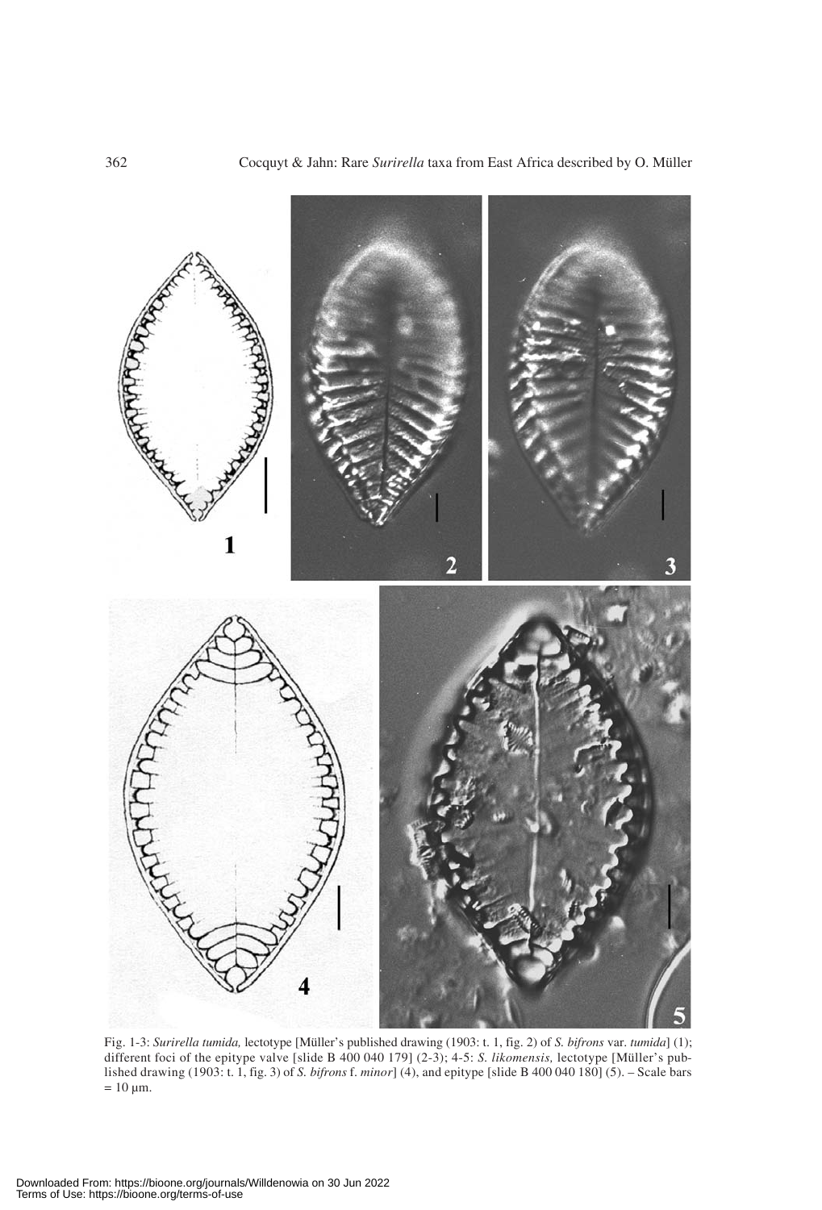Fig. 1-3: *Surirella tumida,* lectotype [Müller's published drawing (1903: t. 1, fig. 2) of *S. bifrons* var. *tumida*] (1); different foci of the epitype valve [slide B 400 040 179] (2-3); 4-5: *S. likomensis,* lectotype [Müller's published drawing (1903: t. 1, fig. 3) of *S. bifrons* f. *minor*] (4), and epitype [slide B 400 040 180] (5). – Scale bars = 10 µm.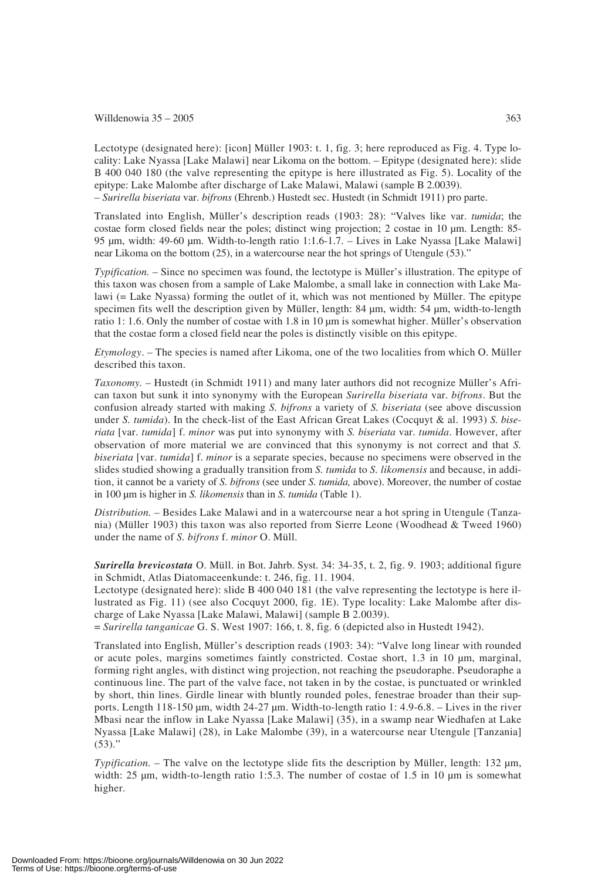Lectotype (designated here): [icon] Müller 1903: t. 1, fig. 3; here reproduced as Fig. 4. Type locality: Lake Nyassa [Lake Malawi] near Likoma on the bottom. – Epitype (designated here): slide B 400 040 180 (the valve representing the epitype is here illustrated as Fig. 5). Locality of the epitype: Lake Malombe after discharge of Lake Malawi, Malawi (sample B 2.0039).
– *Surirella biseriata* var. *bifrons* (Ehrenb.) Hustedt sec. Hustedt (in Schmidt 1911) pro parte.

Translated into English, Müller's description reads (1903: 28): "Valves like var. *tumida*; the costae form closed fields near the poles; distinct wing projection; 2 costae in 10 µm. Length: 85-95 µm, width: 49-60 µm. Width-to-length ratio 1:1.6-1.7. – Lives in Lake Nyassa [Lake Malawi] near Likoma on the bottom (25), in a watercourse near the hot springs of Utengule (53)."

*Typification.* – Since no specimen was found, the lectotype is Müller's illustration. The epitype of this taxon was chosen from a sample of Lake Malombe, a small lake in connection with Lake Malawi (= Lake Nyassa) forming the outlet of it, which was not mentioned by Müller. The epitype specimen fits well the description given by Müller, length: 84 µm, width: 54 µm, width-to-length ratio 1: 1.6. Only the number of costae with 1.8 in 10 µm is somewhat higher. Müller's observation that the costae form a closed field near the poles is distinctly visible on this epitype.

*Etymology*. – The species is named after Likoma, one of the two localities from which O. Müller described this taxon.

*Taxonomy.* – Hustedt (in Schmidt 1911) and many later authors did not recognize Müller's African taxon but sunk it into synonymy with the European *Surirella biseriata* var. *bifrons*. But the confusion already started with making *S. bifrons* a variety of *S. biseriata* (see above discussion under *S. tumida*). In the check-list of the East African Great Lakes (Cocquyt & al. 1993) *S. biseriata* [var. *tumida*] f. *minor* was put into synonymy with *S. biseriata* var. *tumida*. However, after observation of more material we are convinced that this synonymy is not correct and that *S. biseriata* [var. *tumida*] f. *minor* is a separate species, because no specimens were observed in the slides studied showing a gradually transition from *S. tumida* to *S. likomensis* and because, in addition, it cannot be a variety of *S. bifrons* (see under *S. tumida,* above). Moreover, the number of costae in 100 µm is higher in *S. likomensis* than in *S. tumida* (Table 1).

*Distribution.* – Besides Lake Malawi and in a watercourse near a hot spring in Utengule (Tanzania) (Müller 1903) this taxon was also reported from Sierre Leone (Woodhead & Tweed 1960) under the name of *S. bifrons* f. *minor* O. Müll.

***Surirella brevicostata*** O. Müll. in Bot. Jahrb. Syst. 34: 34-35, t. 2, fig. 9. 1903; additional figure in Schmidt, Atlas Diatomaceenkunde: t. 246, fig. 11. 1904.
Lectotype (designated here): slide B 400 040 181 (the valve representing the lectotype is here illustrated as Fig. 11) (see also Cocquyt 2000, fig. 1E). Type locality: Lake Malombe after discharge of Lake Nyassa [Lake Malawi, Malawi] (sample B 2.0039).
= *Surirella tanganicae* G. S. West 1907: 166, t. 8, fig. 6 (depicted also in Hustedt 1942).

Translated into English, Müller's description reads (1903: 34): "Valve long linear with rounded or acute poles, margins sometimes faintly constricted. Costae short, 1.3 in 10 µm, marginal, forming right angles, with distinct wing projection, not reaching the pseudoraphe. Pseudoraphe a continuous line. The part of the valve face, not taken in by the costae, is punctuated or wrinkled by short, thin lines. Girdle linear with bluntly rounded poles, fenestrae broader than their supports. Length 118-150 µm, width 24-27 µm. Width-to-length ratio 1: 4.9-6.8. – Lives in the river Mbasi near the inflow in Lake Nyassa [Lake Malawi] (35), in a swamp near Wiedhafen at Lake Nyassa [Lake Malawi] (28), in Lake Malombe (39), in a watercourse near Utengule [Tanzania] (53)."

*Typification.* – The valve on the lectotype slide fits the description by Müller, length: 132 µm, width: 25 µm, width-to-length ratio 1:5.3. The number of costae of 1.5 in 10 µm is somewhat higher.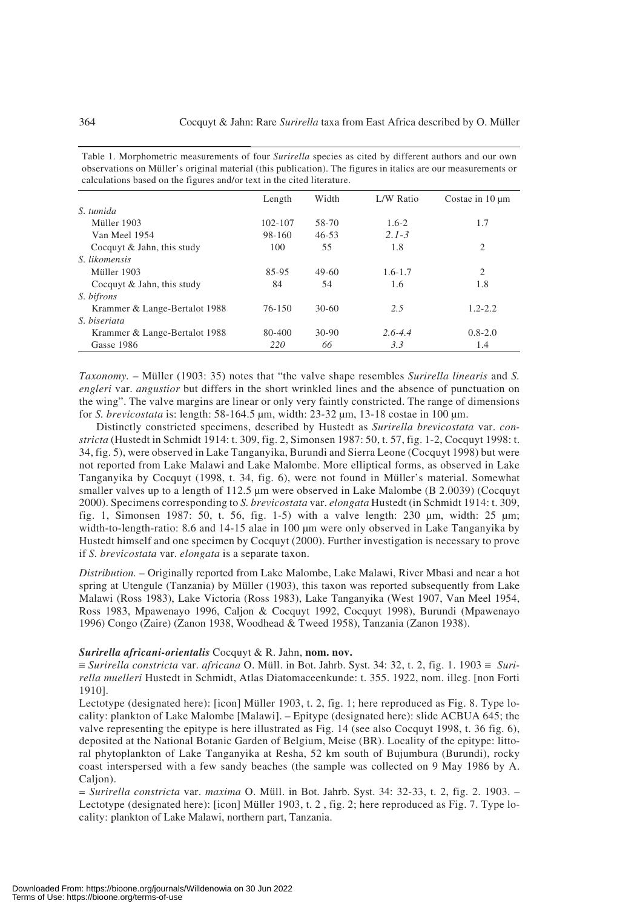Table 1. Morphometric measurements of four *Surirella* species as cited by different authors and our own observations on Müller's original material (this publication). The figures in italics are our measurements or calculations based on the figures and/or text in the cited literature.

| | Length | Width | L/W Ratio | Costae in 10 µm |
|---|---|---|---|---|
| *S. tumida* | | | | |
| Müller 1903 | 102-107 | 58-70 | 1.6-2 | 1.7 |
| Van Meel 1954 | 98-160 | 46-53 | *2.1-3* | |
| Cocquyt & Jahn, this study | 100 | 55 | 1.8 | 2 |
| *S. likomensis* | | | | |
| Müller 1903 | 85-95 | 49-60 | 1.6-1.7 | 2 |
| Cocquyt & Jahn, this study | 84 | 54 | 1.6 | 1.8 |
| *S. bifrons* | | | | |
| Krammer & Lange-Bertalot 1988 | 76-150 | 30-60 | *2.5* | 1.2-2.2 |
| *S. biseriata* | | | | |
| Krammer & Lange-Bertalot 1988 | 80-400 | 30-90 | *2.6-4.4* | 0.8-2.0 |
| Gasse 1986 | *220* | *66* | *3.3* | 1.4 |

*Taxonomy.* – Müller (1903: 35) notes that "the valve shape resembles *Surirella linearis* and *S. engleri* var. *angustior* but differs in the short wrinkled lines and the absence of punctuation on the wing". The valve margins are linear or only very faintly constricted. The range of dimensions for *S. brevicostata* is: length: 58-164.5 µm, width: 23-32 µm, 13-18 costae in 100 µm.

Distinctly constricted specimens, described by Hustedt as *Surirella brevicostata* var. *constricta* (Hustedt in Schmidt 1914: t. 309, fig. 2, Simonsen 1987: 50, t. 57, fig. 1-2, Cocquyt 1998: t. 34, fig. 5), were observed in Lake Tanganyika, Burundi and Sierra Leone (Cocquyt 1998) but were not reported from Lake Malawi and Lake Malombe. More elliptical forms, as observed in Lake Tanganyika by Cocquyt (1998, t. 34, fig. 6), were not found in Müller's material. Somewhat smaller valves up to a length of 112.5 µm were observed in Lake Malombe (B 2.0039) (Cocquyt 2000). Specimens corresponding to *S. brevicostata* var. *elongata* Hustedt (in Schmidt 1914: t. 309, fig. 1, Simonsen 1987: 50, t. 56, fig. 1-5) with a valve length: 230 µm, width: 25 µm; width-to-length-ratio: 8.6 and 14-15 alae in 100 µm were only observed in Lake Tanganyika by Hustedt himself and one specimen by Cocquyt (2000). Further investigation is necessary to prove if *S. brevicostata* var. *elongata* is a separate taxon.

*Distribution.* – Originally reported from Lake Malombe, Lake Malawi, River Mbasi and near a hot spring at Utengule (Tanzania) by Müller (1903), this taxon was reported subsequently from Lake Malawi (Ross 1983), Lake Victoria (Ross 1983), Lake Tanganyika (West 1907, Van Meel 1954, Ross 1983, Mpawenayo 1996, Caljon & Cocquyt 1992, Cocquyt 1998), Burundi (Mpawenayo 1996) Congo (Zaire) (Zanon 1938, Woodhead & Tweed 1958), Tanzania (Zanon 1938).

***Surirella africani-orientalis*** **Cocquyt & R. Jahn, nom. nov.**

≡ *Surirella constricta* var. *africana* O. Müll. in Bot. Jahrb. Syst. 34: 32, t. 2, fig. 1. 1903 ≡ *Surirella muelleri* Hustedt in Schmidt, Atlas Diatomaceenkunde: t. 355. 1922, nom. illeg. [non Forti 1910].

Lectotype (designated here): [icon] Müller 1903, t. 2, fig. 1; here reproduced as Fig. 8. Type locality: plankton of Lake Malombe [Malawi]. – Epitype (designated here): slide ACBUA 645; the valve representing the epitype is here illustrated as Fig. 14 (see also Cocquyt 1998, t. 36 fig. 6), deposited at the National Botanic Garden of Belgium, Meise (BR). Locality of the epitype: littoral phytoplankton of Lake Tanganyika at Resha, 52 km south of Bujumbura (Burundi), rocky coast interspersed with a few sandy beaches (the sample was collected on 9 May 1986 by A. Caljon).

= *Surirella constricta* var. *maxima* O. Müll. in Bot. Jahrb. Syst. 34: 32-33, t. 2, fig. 2. 1903. – Lectotype (designated here): [icon] Müller 1903, t. 2 , fig. 2; here reproduced as Fig. 7. Type locality: plankton of Lake Malawi, northern part, Tanzania.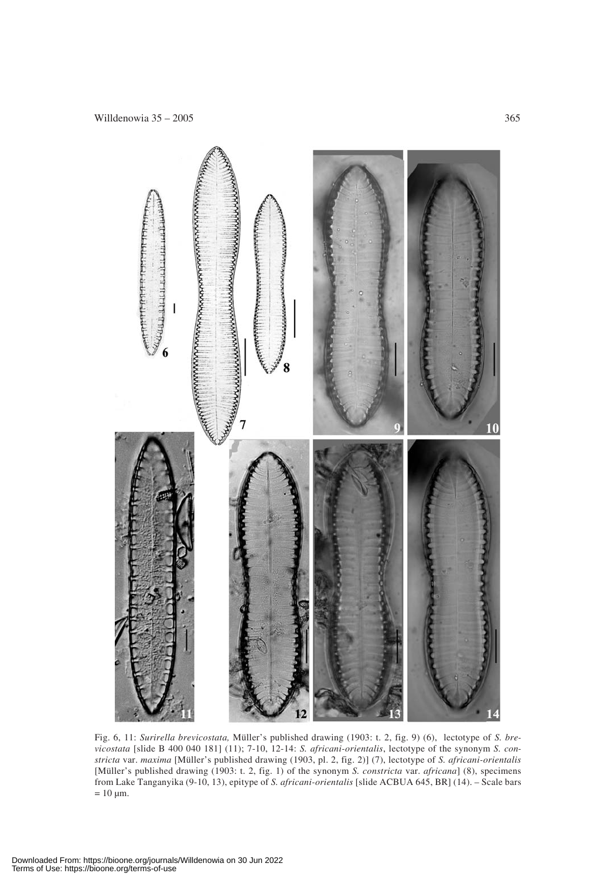Fig. 6, 11: *Surirella brevicostata,* Müller's published drawing (1903: t. 2, fig. 9) (6), lectotype of *S. brevicostata* [slide B 400 040 181] (11); 7-10, 12-14: *S. africani-orientalis*, lectotype of the synonym *S. constricta* var. *maxima* [Müller's published drawing (1903, pl. 2, fig. 2)] (7), lectotype of *S. africani-orientalis* [Müller's published drawing (1903: t. 2, fig. 1) of the synonym *S. constricta* var. *africana*] (8), specimens from Lake Tanganyika (9-10, 13), epitype of *S. africani-orientalis* [slide ACBUA 645, BR] (14). – Scale bars = 10 µm.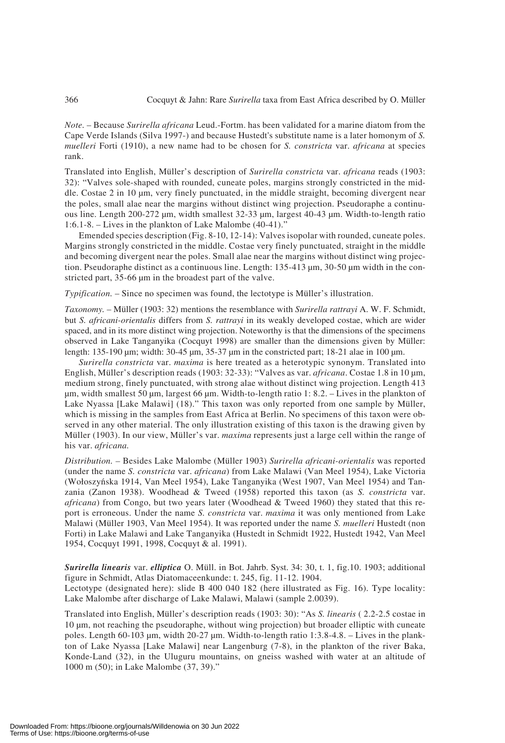*Note.* – Because *Surirella africana* Leud.-Fortm. has been validated for a marine diatom from the Cape Verde Islands (Silva 1997-) and because Hustedt's substitute name is a later homonym of *S. muelleri* Forti (1910), a new name had to be chosen for *S. constricta* var. *africana* at species rank.

Translated into English, Müller's description of *Surirella constricta* var. *africana* reads (1903: 32): "Valves sole-shaped with rounded, cuneate poles, margins strongly constricted in the middle. Costae 2 in 10 µm, very finely punctuated, in the middle straight, becoming divergent near the poles, small alae near the margins without distinct wing projection. Pseudoraphe a continuous line. Length 200-272 µm, width smallest 32-33 µm, largest 40-43 µm. Width-to-length ratio 1:6.1-8. – Lives in the plankton of Lake Malombe (40-41)."

Emended species description (Fig. 8-10, 12-14): Valves isopolar with rounded, cuneate poles. Margins strongly constricted in the middle. Costae very finely punctuated, straight in the middle and becoming divergent near the poles. Small alae near the margins without distinct wing projection. Pseudoraphe distinct as a continuous line. Length: 135-413 µm, 30-50 µm width in the constricted part, 35-66 µm in the broadest part of the valve.

*Typification.* – Since no specimen was found, the lectotype is Müller's illustration.

*Taxonomy.* – Müller (1903: 32) mentions the resemblance with *Surirella rattrayi* A. W. F. Schmidt, but *S. africani-orientalis* differs from *S. rattrayi* in its weakly developed costae, which are wider spaced, and in its more distinct wing projection. Noteworthy is that the dimensions of the specimens observed in Lake Tanganyika (Cocquyt 1998) are smaller than the dimensions given by Müller: length: 135-190 µm; width: 30-45 µm, 35-37 µm in the constricted part; 18-21 alae in 100 µm.

*Surirella constricta* var. *maxima* is here treated as a heterotypic synonym. Translated into English, Müller's description reads (1903: 32-33): "Valves as var. *africana*. Costae 1.8 in 10 µm, medium strong, finely punctuated, with strong alae without distinct wing projection. Length 413 µm, width smallest 50 µm, largest 66 µm. Width-to-length ratio 1: 8.2. – Lives in the plankton of Lake Nyassa [Lake Malawi] (18)." This taxon was only reported from one sample by Müller, which is missing in the samples from East Africa at Berlin. No specimens of this taxon were observed in any other material. The only illustration existing of this taxon is the drawing given by Müller (1903). In our view, Müller's var. *maxima* represents just a large cell within the range of his var. *africana.*

*Distribution.* – Besides Lake Malombe (Müller 1903) *Surirella africani-orientalis* was reported (under the name *S. constricta* var. *africana*) from Lake Malawi (Van Meel 1954), Lake Victoria (Wołoszyńska 1914, Van Meel 1954), Lake Tanganyika (West 1907, Van Meel 1954) and Tanzania (Zanon 1938). Woodhead & Tweed (1958) reported this taxon (as *S. constricta* var. *africana*) from Congo, but two years later (Woodhead & Tweed 1960) they stated that this report is erroneous. Under the name *S. constricta* var. *maxima* it was only mentioned from Lake Malawi (Müller 1903, Van Meel 1954). It was reported under the name *S. muelleri* Hustedt (non Forti) in Lake Malawi and Lake Tanganyika (Hustedt in Schmidt 1922, Hustedt 1942, Van Meel 1954, Cocquyt 1991, 1998, Cocquyt & al. 1991).

***Surirella linearis* var. *elliptica*** O. Müll. in Bot. Jahrb. Syst. 34: 30, t. 1, fig.10. 1903; additional figure in Schmidt, Atlas Diatomaceenkunde: t. 245, fig. 11-12. 1904.

Lectotype (designated here): slide B 400 040 182 (here illustrated as Fig. 16). Type locality: Lake Malombe after discharge of Lake Malawi, Malawi (sample 2.0039).

Translated into English, Müller's description reads (1903: 30): "As *S. linearis* ( 2.2-2.5 costae in 10 µm, not reaching the pseudoraphe, without wing projection) but broader elliptic with cuneate poles. Length 60-103 µm, width 20-27 µm. Width-to-length ratio 1:3.8-4.8. – Lives in the plankton of Lake Nyassa [Lake Malawi] near Langenburg (7-8), in the plankton of the river Baka, Konde-Land (32), in the Uluguru mountains, on gneiss washed with water at an altitude of 1000 m (50); in Lake Malombe (37, 39)."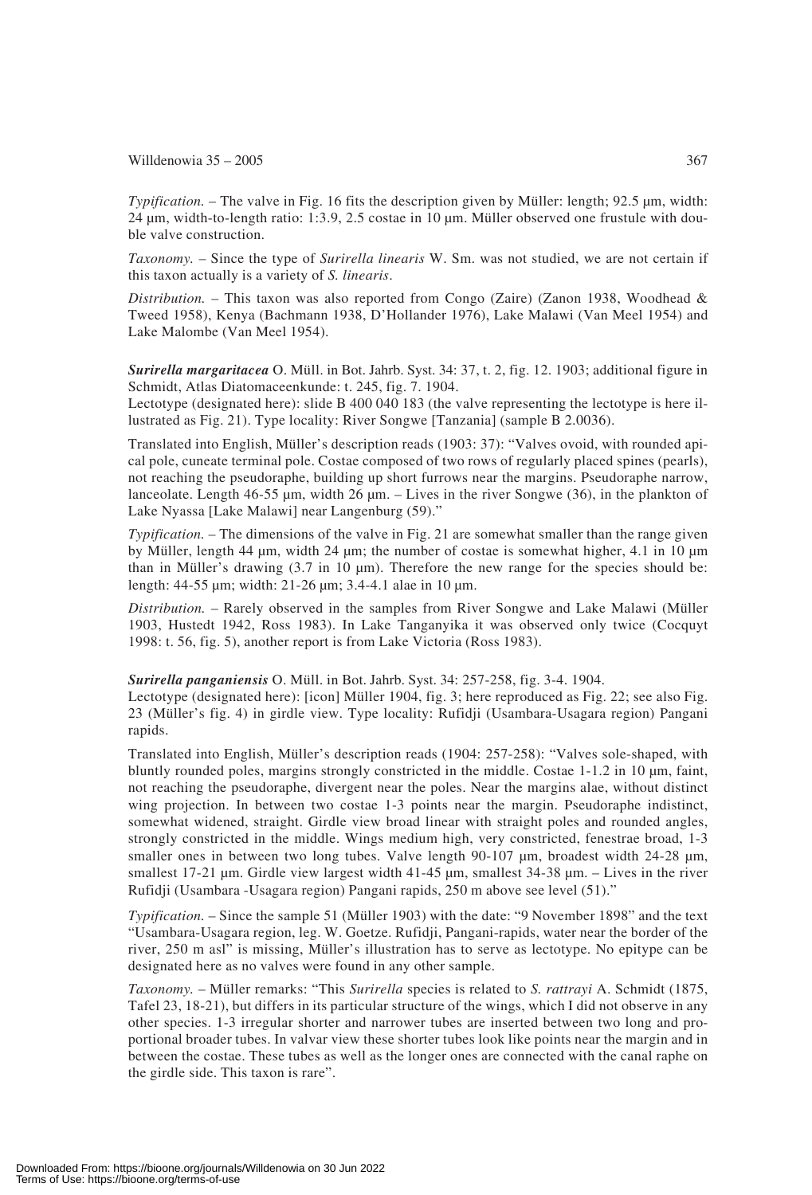*Typification.* – The valve in Fig. 16 fits the description given by Müller: length; 92.5 µm, width: 24 µm, width-to-length ratio: 1:3.9, 2.5 costae in 10 µm. Müller observed one frustule with double valve construction.

*Taxonomy.* – Since the type of *Surirella linearis* W. Sm. was not studied, we are not certain if this taxon actually is a variety of *S. linearis*.

*Distribution.* – This taxon was also reported from Congo (Zaire) (Zanon 1938, Woodhead & Tweed 1958), Kenya (Bachmann 1938, D'Hollander 1976), Lake Malawi (Van Meel 1954) and Lake Malombe (Van Meel 1954).

***Surirella margaritacea*** O. Müll. in Bot. Jahrb. Syst. 34: 37, t. 2, fig. 12. 1903; additional figure in Schmidt, Atlas Diatomaceenkunde: t. 245, fig. 7. 1904.
Lectotype (designated here): slide B 400 040 183 (the valve representing the lectotype is here illustrated as Fig. 21). Type locality: River Songwe [Tanzania] (sample B 2.0036).

Translated into English, Müller's description reads (1903: 37): "Valves ovoid, with rounded apical pole, cuneate terminal pole. Costae composed of two rows of regularly placed spines (pearls), not reaching the pseudoraphe, building up short furrows near the margins. Pseudoraphe narrow, lanceolate. Length 46-55 µm, width 26 µm. – Lives in the river Songwe (36), in the plankton of Lake Nyassa [Lake Malawi] near Langenburg (59)."

*Typification.* – The dimensions of the valve in Fig. 21 are somewhat smaller than the range given by Müller, length 44 µm, width 24 µm; the number of costae is somewhat higher, 4.1 in 10 µm than in Müller's drawing (3.7 in 10 µm). Therefore the new range for the species should be: length: 44-55 µm; width: 21-26 µm; 3.4-4.1 alae in 10 µm.

*Distribution.* – Rarely observed in the samples from River Songwe and Lake Malawi (Müller 1903, Hustedt 1942, Ross 1983). In Lake Tanganyika it was observed only twice (Cocquyt 1998: t. 56, fig. 5), another report is from Lake Victoria (Ross 1983).

***Surirella panganiensis*** O. Müll. in Bot. Jahrb. Syst. 34: 257-258, fig. 3-4. 1904.
Lectotype (designated here): [icon] Müller 1904, fig. 3; here reproduced as Fig. 22; see also Fig. 23 (Müller's fig. 4) in girdle view. Type locality: Rufidji (Usambara-Usagara region) Pangani rapids.

Translated into English, Müller's description reads (1904: 257-258): "Valves sole-shaped, with bluntly rounded poles, margins strongly constricted in the middle. Costae 1-1.2 in 10 µm, faint, not reaching the pseudoraphe, divergent near the poles. Near the margins alae, without distinct wing projection. In between two costae 1-3 points near the margin. Pseudoraphe indistinct, somewhat widened, straight. Girdle view broad linear with straight poles and rounded angles, strongly constricted in the middle. Wings medium high, very constricted, fenestrae broad, 1-3 smaller ones in between two long tubes. Valve length 90-107 µm, broadest width 24-28 µm, smallest 17-21 µm. Girdle view largest width 41-45 µm, smallest 34-38 µm. – Lives in the river Rufidji (Usambara -Usagara region) Pangani rapids, 250 m above see level (51)."

*Typification.* – Since the sample 51 (Müller 1903) with the date: "9 November 1898" and the text "Usambara-Usagara region, leg. W. Goetze. Rufidji, Pangani-rapids, water near the border of the river, 250 m asl" is missing, Müller's illustration has to serve as lectotype. No epitype can be designated here as no valves were found in any other sample.

*Taxonomy.* – Müller remarks: "This *Surirella* species is related to *S. rattrayi* A. Schmidt (1875, Tafel 23, 18-21), but differs in its particular structure of the wings, which I did not observe in any other species. 1-3 irregular shorter and narrower tubes are inserted between two long and proportional broader tubes. In valvar view these shorter tubes look like points near the margin and in between the costae. These tubes as well as the longer ones are connected with the canal raphe on the girdle side. This taxon is rare".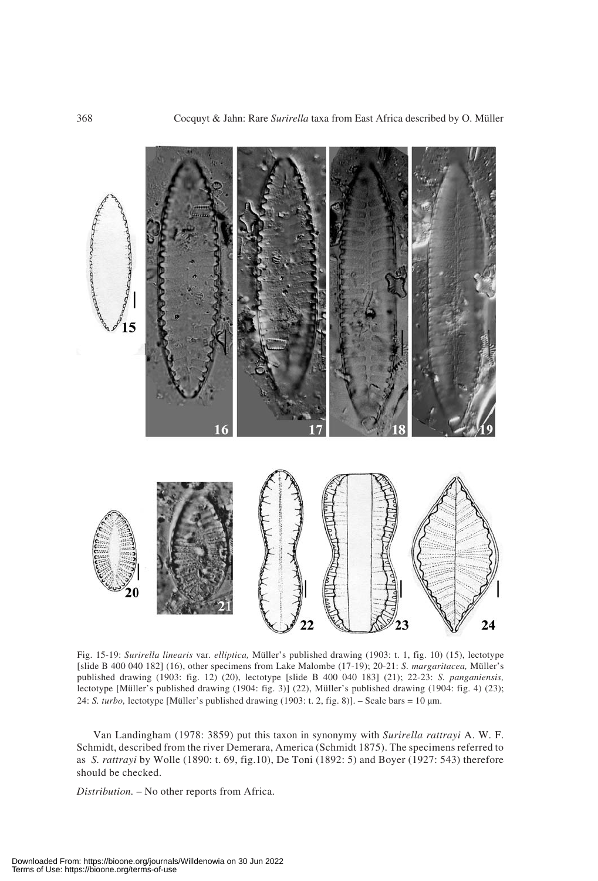Fig. 15-19: *Surirella linearis* var. *elliptica,* Müller's published drawing (1903: t. 1, fig. 10) (15), lectotype [slide B 400 040 182] (16), other specimens from Lake Malombe (17-19); 20-21: *S. margaritacea,* Müller's published drawing (1903: fig. 12) (20), lectotype [slide B 400 040 183] (21); 22-23: *S. panganiensis,* lectotype [Müller's published drawing (1904: fig. 3)] (22), Müller's published drawing (1904: fig. 4) (23); 24: *S. turbo,* lectotype [Müller's published drawing (1903: t. 2, fig. 8)]. – Scale bars = 10 µm.

Van Landingham (1978: 3859) put this taxon in synonymy with *Surirella rattrayi* A. W. F. Schmidt, described from the river Demerara, America (Schmidt 1875). The specimens referred to as *S. rattrayi* by Wolle (1890: t. 69, fig.10), De Toni (1892: 5) and Boyer (1927: 543) therefore should be checked.

*Distribution.* – No other reports from Africa.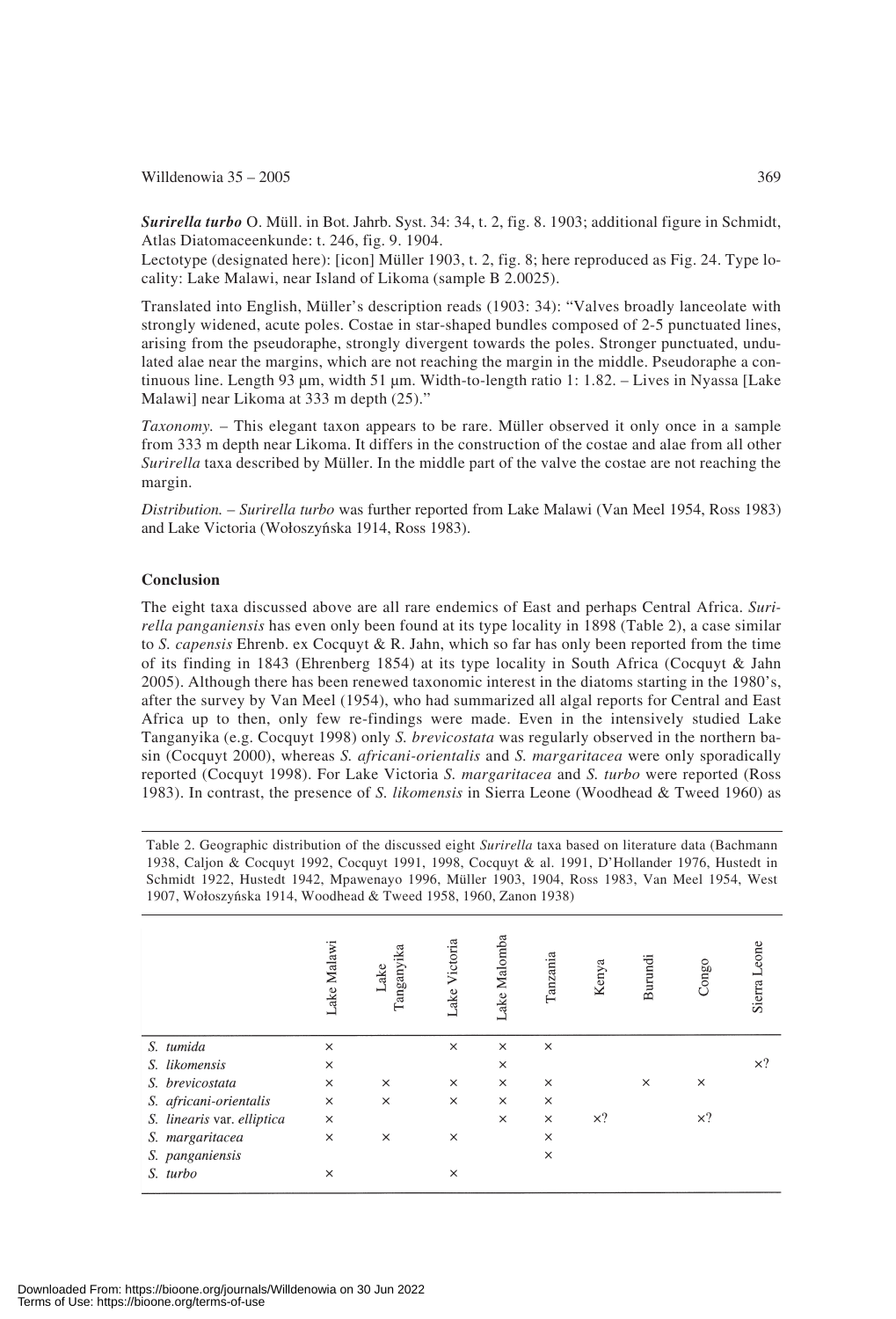***Surirella turbo*** O. Müll. in Bot. Jahrb. Syst. 34: 34, t. 2, fig. 8. 1903; additional figure in Schmidt, Atlas Diatomaceenkunde: t. 246, fig. 9. 1904.

Lectotype (designated here): [icon] Müller 1903, t. 2, fig. 8; here reproduced as Fig. 24. Type locality: Lake Malawi, near Island of Likoma (sample B 2.0025).

Translated into English, Müller's description reads (1903: 34): "Valves broadly lanceolate with strongly widened, acute poles. Costae in star-shaped bundles composed of 2-5 punctuated lines, arising from the pseudoraphe, strongly divergent towards the poles. Stronger punctuated, undulated alae near the margins, which are not reaching the margin in the middle. Pseudoraphe a continuous line. Length 93 µm, width 51 µm. Width-to-length ratio 1: 1.82. – Lives in Nyassa [Lake Malawi] near Likoma at 333 m depth (25)."

*Taxonomy.* – This elegant taxon appears to be rare. Müller observed it only once in a sample from 333 m depth near Likoma. It differs in the construction of the costae and alae from all other *Surirella* taxa described by Müller. In the middle part of the valve the costae are not reaching the margin.

*Distribution.* – *Surirella turbo* was further reported from Lake Malawi (Van Meel 1954, Ross 1983) and Lake Victoria (Wołoszyńska 1914, Ross 1983).

## Conclusion

The eight taxa discussed above are all rare endemics of East and perhaps Central Africa. *Surirella panganiensis* has even only been found at its type locality in 1898 (Table 2), a case similar to *S. capensis* Ehrenb. ex Cocquyt & R. Jahn, which so far has only been reported from the time of its finding in 1843 (Ehrenberg 1854) at its type locality in South Africa (Cocquyt & Jahn 2005). Although there has been renewed taxonomic interest in the diatoms starting in the 1980's, after the survey by Van Meel (1954), who had summarized all algal reports for Central and East Africa up to then, only few re-findings were made. Even in the intensively studied Lake Tanganyika (e.g. Cocquyt 1998) only *S. brevicostata* was regularly observed in the northern basin (Cocquyt 2000), whereas *S. africani-orientalis* and *S. margaritacea* were only sporadically reported (Cocquyt 1998). For Lake Victoria *S. margaritacea* and *S. turbo* were reported (Ross 1983). In contrast, the presence of *S. likomensis* in Sierra Leone (Woodhead & Tweed 1960) as

Table 2. Geographic distribution of the discussed eight *Surirella* taxa based on literature data (Bachmann 1938, Caljon & Cocquyt 1992, Cocquyt 1991, 1998, Cocquyt & al. 1991, D'Hollander 1976, Hustedt in Schmidt 1922, Hustedt 1942, Mpawenayo 1996, Müller 1903, 1904, Ross 1983, Van Meel 1954, West 1907, Wołoszyńska 1914, Woodhead & Tweed 1958, 1960, Zanon 1938)

| | Lake Malawi | Lake Tanganyika | Lake Victoria | Lake Malomba | Tanzania | Kenya | Burundi | Congo | Sierra Leone |
|---|---|---|---|---|---|---|---|---|---|
| *S. tumida* | × | | × | × | × | | | | |
| *S. likomensis* | × | | | × | | | | | ×? |
| *S. brevicostata* | × | × | × | × | × | | × | × | |
| *S. africani-orientalis* | × | × | × | × | × | | | | |
| *S. linearis* var. *elliptica* | × | | | × | × | ×? | | ×? | |
| *S. margaritacea* | × | × | × | | × | | | | |
| *S. panganiensis* | | | | | × | | | | |
| *S. turbo* | × | | × | | | | | | |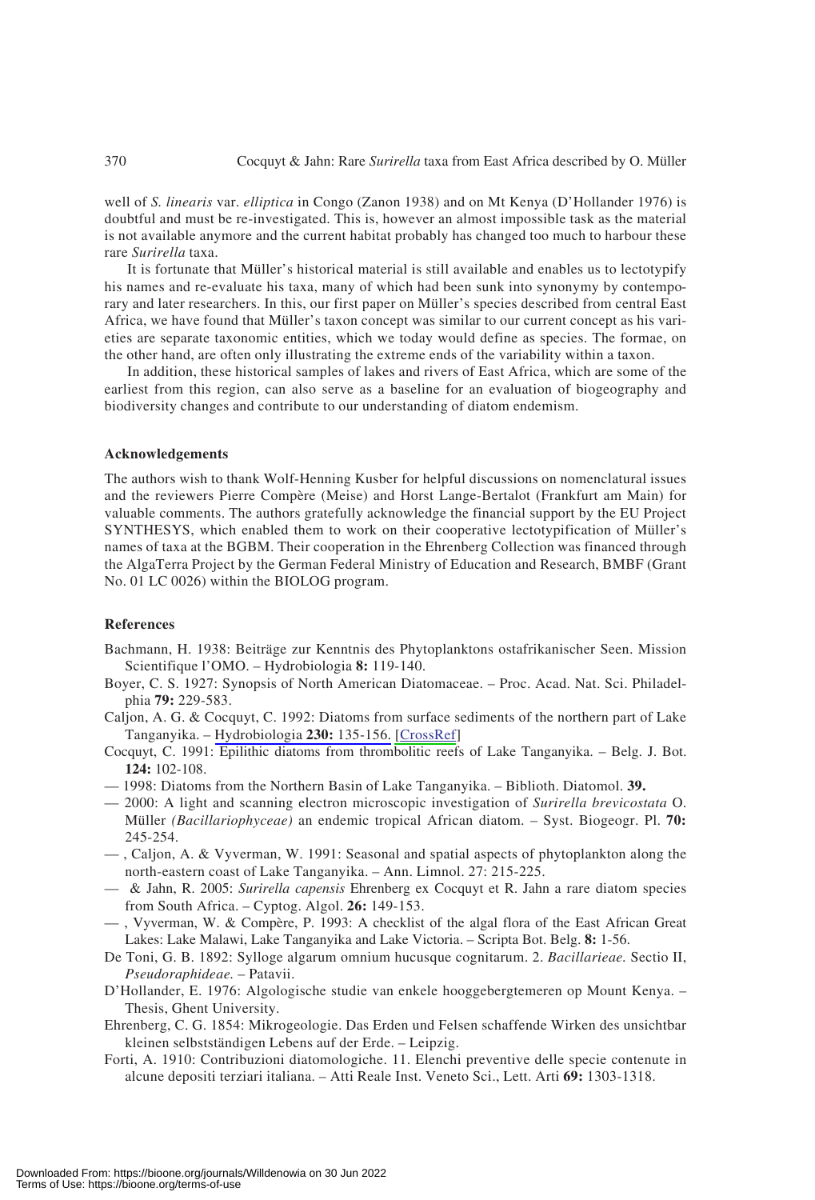well of *S. linearis* var. *elliptica* in Congo (Zanon 1938) and on Mt Kenya (D'Hollander 1976) is doubtful and must be re-investigated. This is, however an almost impossible task as the material is not available anymore and the current habitat probably has changed too much to harbour these rare *Surirella* taxa.

It is fortunate that Müller's historical material is still available and enables us to lectotypify his names and re-evaluate his taxa, many of which had been sunk into synonymy by contemporary and later researchers. In this, our first paper on Müller's species described from central East Africa, we have found that Müller's taxon concept was similar to our current concept as his varieties are separate taxonomic entities, which we today would define as species. The formae, on the other hand, are often only illustrating the extreme ends of the variability within a taxon.

In addition, these historical samples of lakes and rivers of East Africa, which are some of the earliest from this region, can also serve as a baseline for an evaluation of biogeography and biodiversity changes and contribute to our understanding of diatom endemism.

### Acknowledgements

The authors wish to thank Wolf-Henning Kusber for helpful discussions on nomenclatural issues and the reviewers Pierre Compère (Meise) and Horst Lange-Bertalot (Frankfurt am Main) for valuable comments. The authors gratefully acknowledge the financial support by the EU Project SYNTHESYS, which enabled them to work on their cooperative lectotypification of Müller's names of taxa at the BGBM. Their cooperation in the Ehrenberg Collection was financed through the AlgaTerra Project by the German Federal Ministry of Education and Research, BMBF (Grant No. 01 LC 0026) within the BIOLOG program.

### References

Bachmann, H. 1938: Beiträge zur Kenntnis des Phytoplanktons ostafrikanischer Seen. Mission Scientifique l'OMO. – Hydrobiologia **8:** 119-140.

Boyer, C. S. 1927: Synopsis of North American Diatomaceae. – Proc. Acad. Nat. Sci. Philadelphia **79:** 229-583.

Caljon, A. G. & Cocquyt, C. 1992: Diatoms from surface sediments of the northern part of Lake Tanganyika. – Hydrobiologia **230:** 135-156. [CrossRef]

Cocquyt, C. 1991: Epilithic diatoms from thrombolitic reefs of Lake Tanganyika. – Belg. J. Bot. **124:** 102-108.

— 1998: Diatoms from the Northern Basin of Lake Tanganyika. – Biblioth. Diatomol. **39.**

— 2000: A light and scanning electron microscopic investigation of *Surirella brevicostata* O. Müller *(Bacillariophyceae)* an endemic tropical African diatom. – Syst. Biogeogr. Pl. **70:** 245-254.

— , Caljon, A. & Vyverman, W. 1991: Seasonal and spatial aspects of phytoplankton along the north-eastern coast of Lake Tanganyika. – Ann. Limnol. 27: 215-225.

— & Jahn, R. 2005: *Surirella capensis* Ehrenberg ex Cocquyt et R. Jahn a rare diatom species from South Africa. – Cyptog. Algol. **26:** 149-153.

— , Vyverman, W. & Compère, P. 1993: A checklist of the algal flora of the East African Great Lakes: Lake Malawi, Lake Tanganyika and Lake Victoria. – Scripta Bot. Belg. **8:** 1-56.

De Toni, G. B. 1892: Sylloge algarum omnium hucusque cognitarum. 2. *Bacillarieae.* Sectio II, *Pseudoraphideae.* – Patavii.

D'Hollander, E. 1976: Algologische studie van enkele hooggebergtemeren op Mount Kenya. – Thesis, Ghent University.

Ehrenberg, C. G. 1854: Mikrogeologie. Das Erden und Felsen schaffende Wirken des unsichtbar kleinen selbstständigen Lebens auf der Erde. – Leipzig.

Forti, A. 1910: Contribuzioni diatomologiche. 11. Elenchi preventive delle specie contenute in alcune depositi terziari italiana. – Atti Reale Inst. Veneto Sci., Lett. Arti **69:** 1303-1318.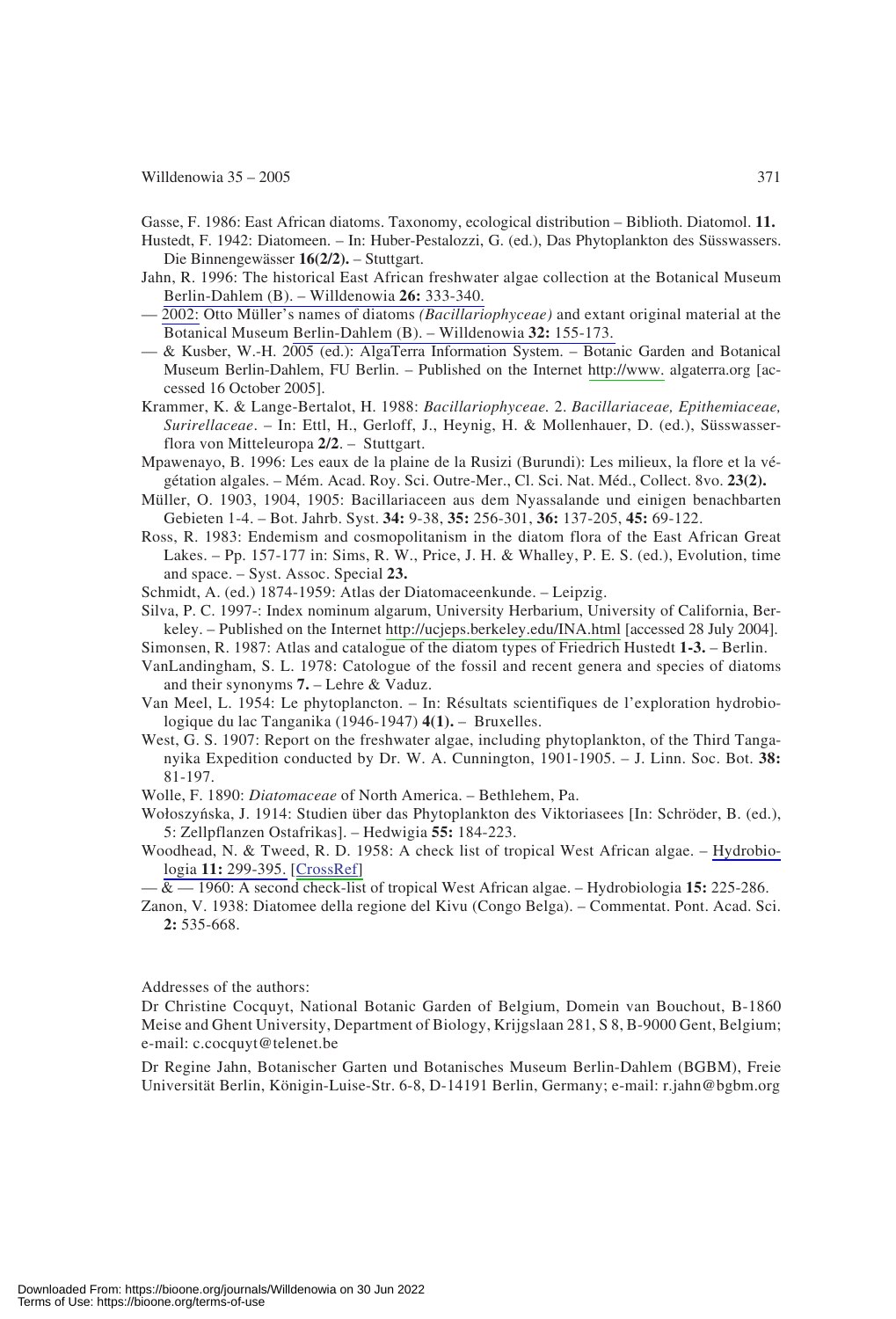Gasse, F. 1986: East African diatoms. Taxonomy, ecological distribution – Biblioth. Diatomol. **11.**

Hustedt, F. 1942: Diatomeen. – In: Huber-Pestalozzi, G. (ed.), Das Phytoplankton des Süsswassers. Die Binnengewässer **16(2/2).** – Stuttgart.

Jahn, R. 1996: The historical East African freshwater algae collection at the Botanical Museum Berlin-Dahlem (B). – Willdenowia **26:** 333-340.

— 2002: Otto Müller's names of diatoms *(Bacillariophyceae)* and extant original material at the Botanical Museum Berlin-Dahlem (B). – Willdenowia **32:** 155-173.

— & Kusber, W.-H. 2005 (ed.): AlgaTerra Information System. – Botanic Garden and Botanical Museum Berlin-Dahlem, FU Berlin. – Published on the Internet http://www. algaterra.org [accessed 16 October 2005].

Krammer, K. & Lange-Bertalot, H. 1988: *Bacillariophyceae.* 2. *Bacillariaceae, Epithemiaceae, Surirellaceae*. – In: Ettl, H., Gerloff, J., Heynig, H. & Mollenhauer, D. (ed.), Süsswasserflora von Mitteleuropa **2/2**. – Stuttgart.

Mpawenayo, B. 1996: Les eaux de la plaine de la Rusizi (Burundi): Les milieux, la flore et la végétation algales. – Mém. Acad. Roy. Sci. Outre-Mer., Cl. Sci. Nat. Méd., Collect. 8vo. **23(2).**

Müller, O. 1903, 1904, 1905: Bacillariaceen aus dem Nyassalande und einigen benachbarten Gebieten 1-4. – Bot. Jahrb. Syst. **34:** 9-38, **35:** 256-301, **36:** 137-205, **45:** 69-122.

Ross, R. 1983: Endemism and cosmopolitanism in the diatom flora of the East African Great Lakes. – Pp. 157-177 in: Sims, R. W., Price, J. H. & Whalley, P. E. S. (ed.), Evolution, time and space. – Syst. Assoc. Special **23.**

Schmidt, A. (ed.) 1874-1959: Atlas der Diatomaceenkunde. – Leipzig.

Silva, P. C. 1997-: Index nominum algarum, University Herbarium, University of California, Berkeley. – Published on the Internet http://ucjeps.berkeley.edu/INA.html [accessed 28 July 2004].

Simonsen, R. 1987: Atlas and catalogue of the diatom types of Friedrich Hustedt **1-3.** – Berlin.

VanLandingham, S. L. 1978: Catologue of the fossil and recent genera and species of diatoms and their synonyms **7.** – Lehre & Vaduz.

Van Meel, L. 1954: Le phytoplancton. – In: Résultats scientifiques de l'exploration hydrobiologique du lac Tanganika (1946-1947) **4(1).** – Bruxelles.

West, G. S. 1907: Report on the freshwater algae, including phytoplankton, of the Third Tanganyika Expedition conducted by Dr. W. A. Cunnington, 1901-1905. – J. Linn. Soc. Bot. **38:** 81-197.

Wolle, F. 1890: *Diatomaceae* of North America. – Bethlehem, Pa.

Wołoszyńska, J. 1914: Studien über das Phytoplankton des Viktoriasees [In: Schröder, B. (ed.), 5: Zellpflanzen Ostafrikas]. – Hedwigia **55:** 184-223.

Woodhead, N. & Tweed, R. D. 1958: A check list of tropical West African algae. – Hydrobiologia **11:** 299-395. [CrossRef]

— & — 1960: A second check-list of tropical West African algae. – Hydrobiologia **15:** 225-286.

Zanon, V. 1938: Diatomee della regione del Kivu (Congo Belga). – Commentat. Pont. Acad. Sci. **2:** 535-668.

Addresses of the authors:

Dr Christine Cocquyt, National Botanic Garden of Belgium, Domein van Bouchout, B-1860 Meise and Ghent University, Department of Biology, Krijgslaan 281, S 8, B-9000 Gent, Belgium; e-mail: c.cocquyt@telenet.be

Dr Regine Jahn, Botanischer Garten und Botanisches Museum Berlin-Dahlem (BGBM), Freie Universität Berlin, Königin-Luise-Str. 6-8, D-14191 Berlin, Germany; e-mail: r.jahn@bgbm.org